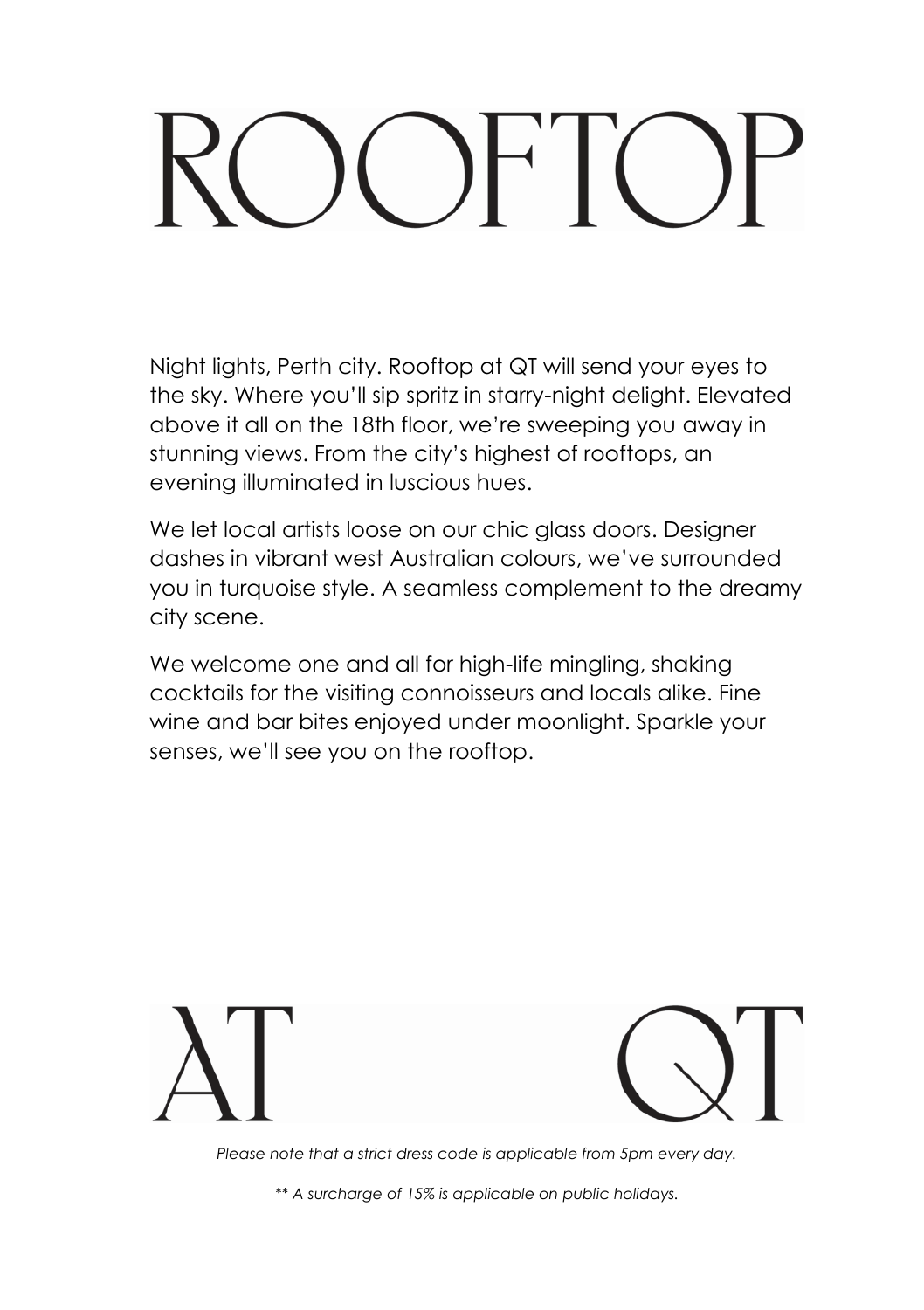# ROOFTOP

Night lights, Perth city. Rooftop at QT will send your eyes to the sky. Where you'll sip spritz in starry-night delight. Elevated above it all on the 18th floor, we're sweeping you away in stunning views. From the city's highest of rooftops, an evening illuminated in luscious hues.

We let local artists loose on our chic glass doors. Designer dashes in vibrant west Australian colours, we've surrounded you in turquoise style. A seamless complement to the dreamy city scene.

We welcome one and all for high-life mingling, shaking cocktails for the visiting connoisseurs and locals alike. Fine wine and bar bites enjoyed under moonlight. Sparkle your senses, we'll see you on the rooftop.

# AT QT

*Please note that a strict dress code is applicable from 5pm every day.*

*** A surcharge of 15% is applicable on public holidays.*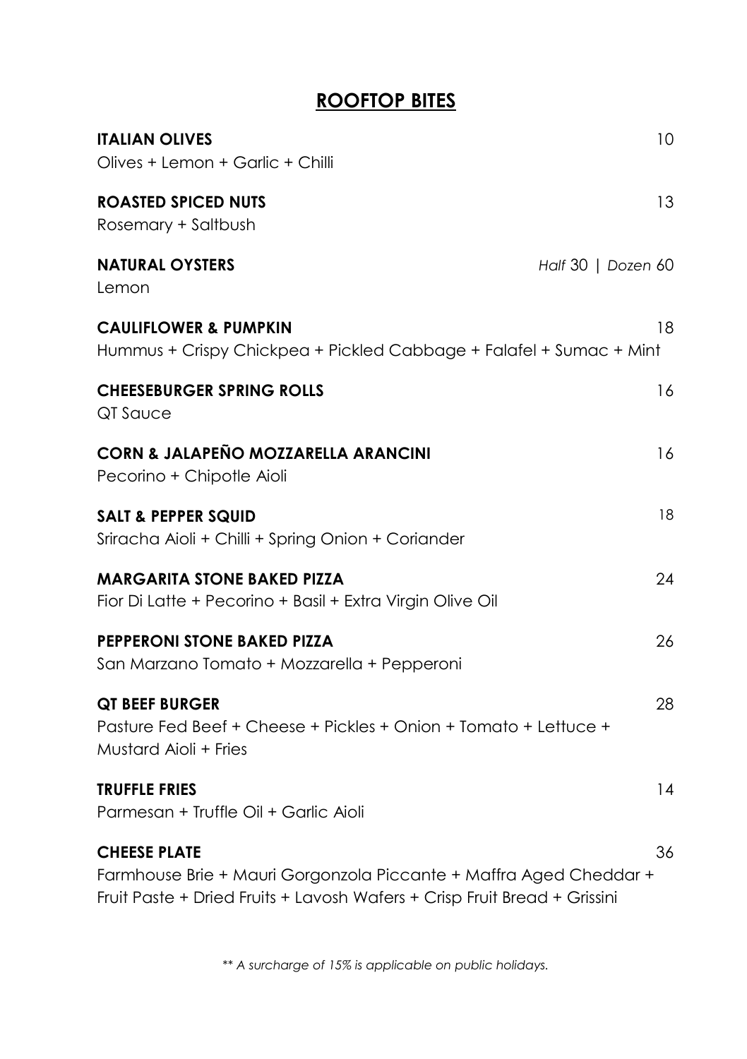## ROOFTOP BITES

**ITALIAN OLIVES** 10
Olives + Lemon + Garlic + Chilli

**ROASTED SPICED NUTS** 13
Rosemary + Saltbush

**NATURAL OYSTERS** *Half* 30 | *Dozen* 60
Lemon

**CAULIFLOWER & PUMPKIN** 18
Hummus + Crispy Chickpea + Pickled Cabbage + Falafel + Sumac + Mint

**CHEESEBURGER SPRING ROLLS** 16
QT Sauce

**CORN & JALAPEÑO MOZZARELLA ARANCINI** 16
Pecorino + Chipotle Aioli

**SALT & PEPPER SQUID** 18
Sriracha Aioli + Chilli + Spring Onion + Coriander

**MARGARITA STONE BAKED PIZZA** 24
Fior Di Latte + Pecorino + Basil + Extra Virgin Olive Oil

**PEPPERONI STONE BAKED PIZZA** 26
San Marzano Tomato + Mozzarella + Pepperoni

**QT BEEF BURGER** 28
Pasture Fed Beef + Cheese + Pickles + Onion + Tomato + Lettuce + Mustard Aioli + Fries

**TRUFFLE FRIES** 14
Parmesan + Truffle Oil + Garlic Aioli

**CHEESE PLATE** 36
Farmhouse Brie + Mauri Gorgonzola Piccante + Maffra Aged Cheddar + Fruit Paste + Dried Fruits + Lavosh Wafers + Crisp Fruit Bread + Grissini

*** A surcharge of 15% is applicable on public holidays.*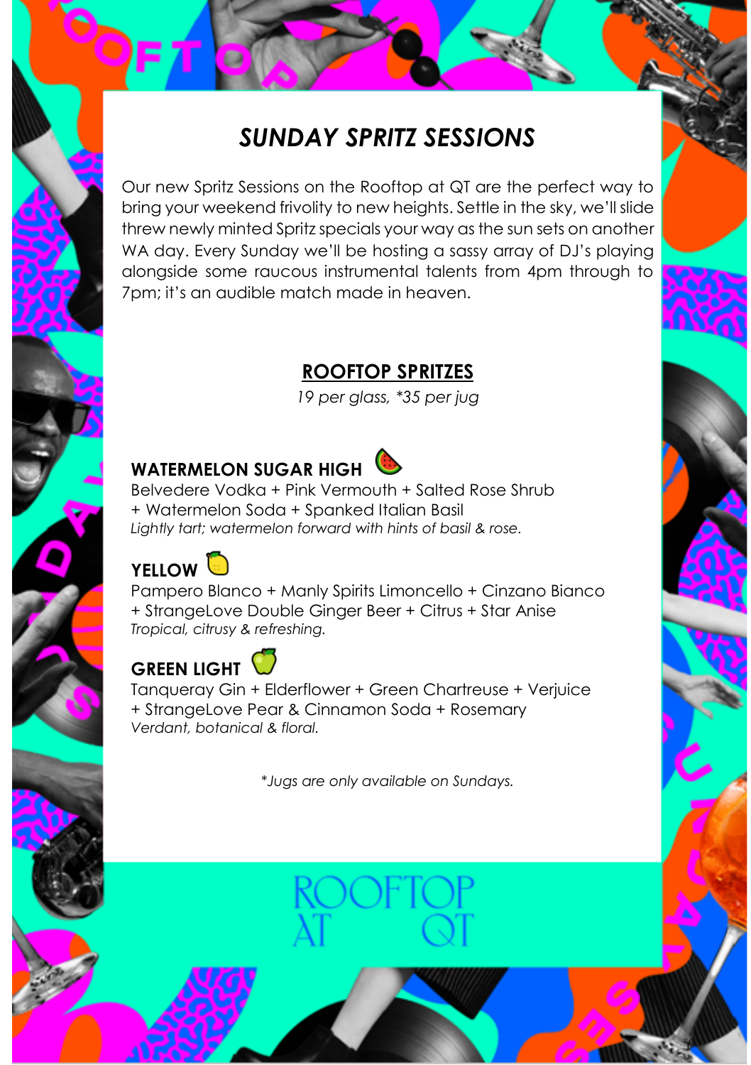## *SUNDAY SPRITZ SESSIONS*

Our new Spritz Sessions on the Rooftop at QT are the perfect way to bring your weekend frivolity to new heights. Settle in the sky, we'll slide threw newly minted Spritz specials your way as the sun sets on another WA day. Every Sunday we'll be hosting a sassy array of DJ's playing alongside some raucous instrumental talents from 4pm through to 7pm; it's an audible match made in heaven.

### ROOFTOP SPRITZES

*19 per glass, *35 per jug*

**WATERMELON SUGAR HIGH** 🍉
Belvedere Vodka + Pink Vermouth + Salted Rose Shrub + Watermelon Soda + Spanked Italian Basil
*Lightly tart; watermelon forward with hints of basil & rose.*

**YELLOW** 🍋
Pampero Blanco + Manly Spirits Limoncello + Cinzano Bianco + StrangeLove Double Ginger Beer + Citrus + Star Anise
*Tropical, citrusy & refreshing.*

**GREEN LIGHT** 🍏
Tanqueray Gin + Elderflower + Green Chartreuse + Verjuice + StrangeLove Pear & Cinnamon Soda + Rosemary
*Verdant, botanical & floral.*

**Jugs are only available on Sundays.*

ROOFTOP AT QT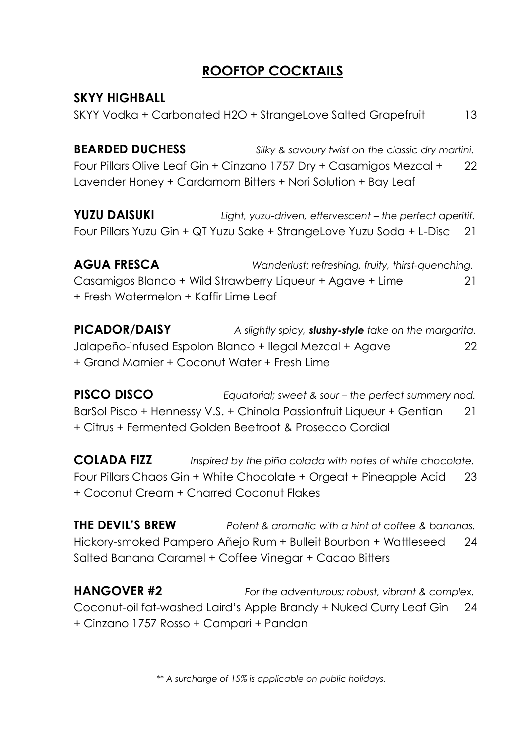# ROOFTOP COCKTAILS

**SKYY HIGHBALL**
SKYY Vodka + Carbonated H2O + StrangeLove Salted Grapefruit 13

**BEARDED DUCHESS** *Silky & savoury twist on the classic dry martini.*
Four Pillars Olive Leaf Gin + Cinzano 1757 Dry + Casamigos Mezcal + Lavender Honey + Cardamom Bitters + Nori Solution + Bay Leaf 22

**YUZU DAISUKI** *Light, yuzu-driven, effervescent – the perfect aperitif.*
Four Pillars Yuzu Gin + QT Yuzu Sake + StrangeLove Yuzu Soda + L-Disc 21

**AGUA FRESCA** *Wanderlust: refreshing, fruity, thirst-quenching.*
Casamigos Blanco + Wild Strawberry Liqueur + Agave + Lime + Fresh Watermelon + Kaffir Lime Leaf 21

**PICADOR/DAISY** *A slightly spicy, **slushy-style** take on the margarita.*
Jalapeño-infused Espolon Blanco + Ilegal Mezcal + Agave + Grand Marnier + Coconut Water + Fresh Lime 22

**PISCO DISCO** *Equatorial; sweet & sour – the perfect summery nod.*
BarSol Pisco + Hennessy V.S. + Chinola Passionfruit Liqueur + Gentian + Citrus + Fermented Golden Beetroot & Prosecco Cordial 21

**COLADA FIZZ** *Inspired by the piña colada with notes of white chocolate.*
Four Pillars Chaos Gin + White Chocolate + Orgeat + Pineapple Acid + Coconut Cream + Charred Coconut Flakes 23

**THE DEVIL'S BREW** *Potent & aromatic with a hint of coffee & bananas.*
Hickory-smoked Pampero Añejo Rum + Bulleit Bourbon + Wattleseed Salted Banana Caramel + Coffee Vinegar + Cacao Bitters 24

**HANGOVER #2** *For the adventurous; robust, vibrant & complex.*
Coconut-oil fat-washed Laird's Apple Brandy + Nuked Curry Leaf Gin + Cinzano 1757 Rosso + Campari + Pandan 24

*** A surcharge of 15% is applicable on public holidays.*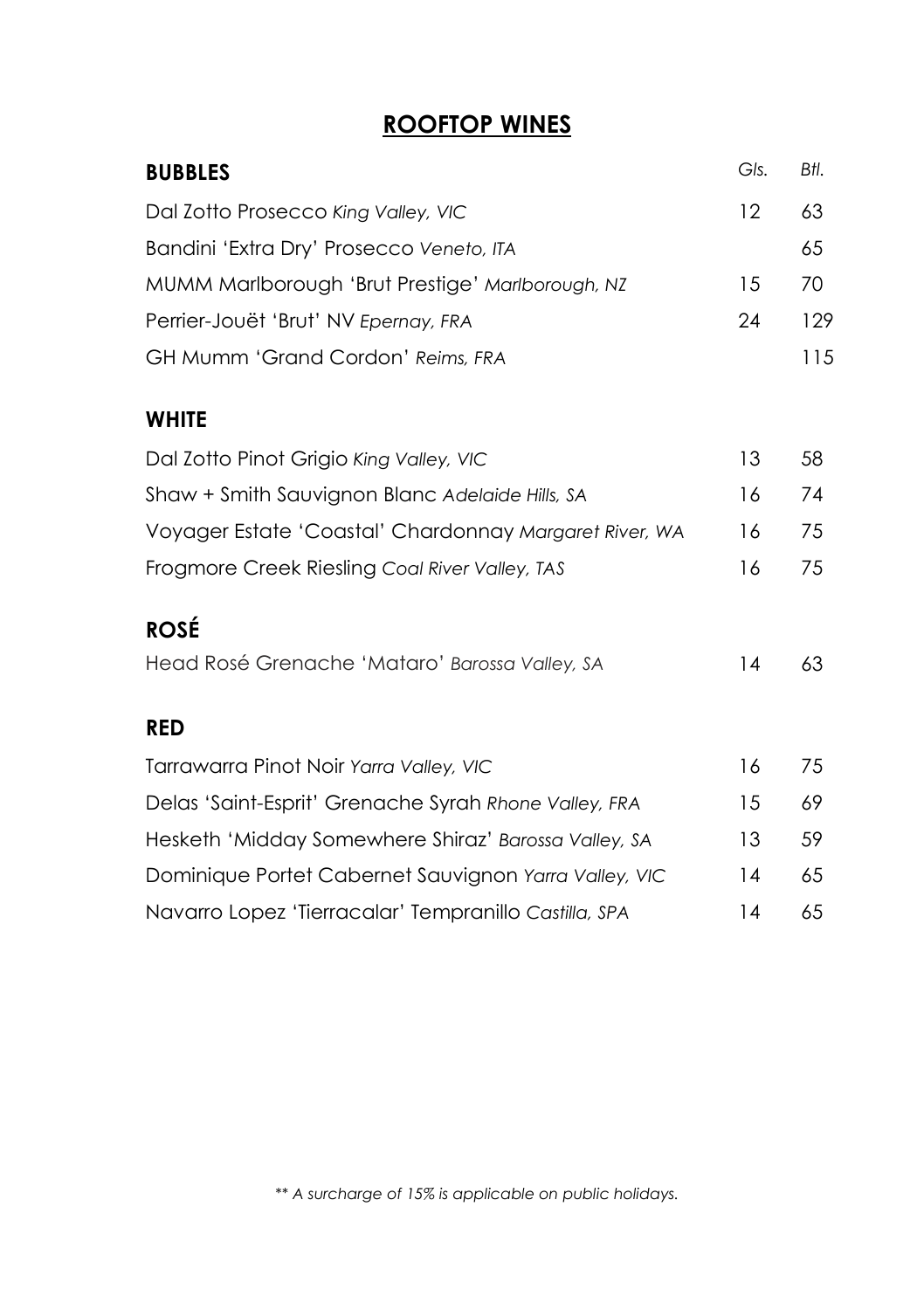# ROOFTOP WINES

## BUBBLES

| | *Gls.* | *Btl.* |
|---|---|---|
| Dal Zotto Prosecco *King Valley, VIC* | 12 | 63 |
| Bandini 'Extra Dry' Prosecco *Veneto, ITA* | | 65 |
| MUMM Marlborough 'Brut Prestige' *Marlborough, NZ* | 15 | 70 |
| Perrier-Jouët 'Brut' NV *Epernay, FRA* | 24 | 129 |
| GH Mumm 'Grand Cordon' *Reims, FRA* | | 115 |

## WHITE

| | *Gls.* | *Btl.* |
|---|---|---|
| Dal Zotto Pinot Grigio *King Valley, VIC* | 13 | 58 |
| Shaw + Smith Sauvignon Blanc *Adelaide Hills, SA* | 16 | 74 |
| Voyager Estate 'Coastal' Chardonnay *Margaret River, WA* | 16 | 75 |
| Frogmore Creek Riesling *Coal River Valley, TAS* | 16 | 75 |

## ROSÉ

| | *Gls.* | *Btl.* |
|---|---|---|
| Head Rosé Grenache 'Mataro' *Barossa Valley, SA* | 14 | 63 |

## RED

| | *Gls.* | *Btl.* |
|---|---|---|
| Tarrawarra Pinot Noir *Yarra Valley, VIC* | 16 | 75 |
| Delas 'Saint-Esprit' Grenache Syrah *Rhone Valley, FRA* | 15 | 69 |
| Hesketh 'Midday Somewhere Shiraz' *Barossa Valley, SA* | 13 | 59 |
| Dominique Portet Cabernet Sauvignon *Yarra Valley, VIC* | 14 | 65 |
| Navarro Lopez 'Tierracalar' Tempranillo *Castilla, SPA* | 14 | 65 |

*** A surcharge of 15% is applicable on public holidays.*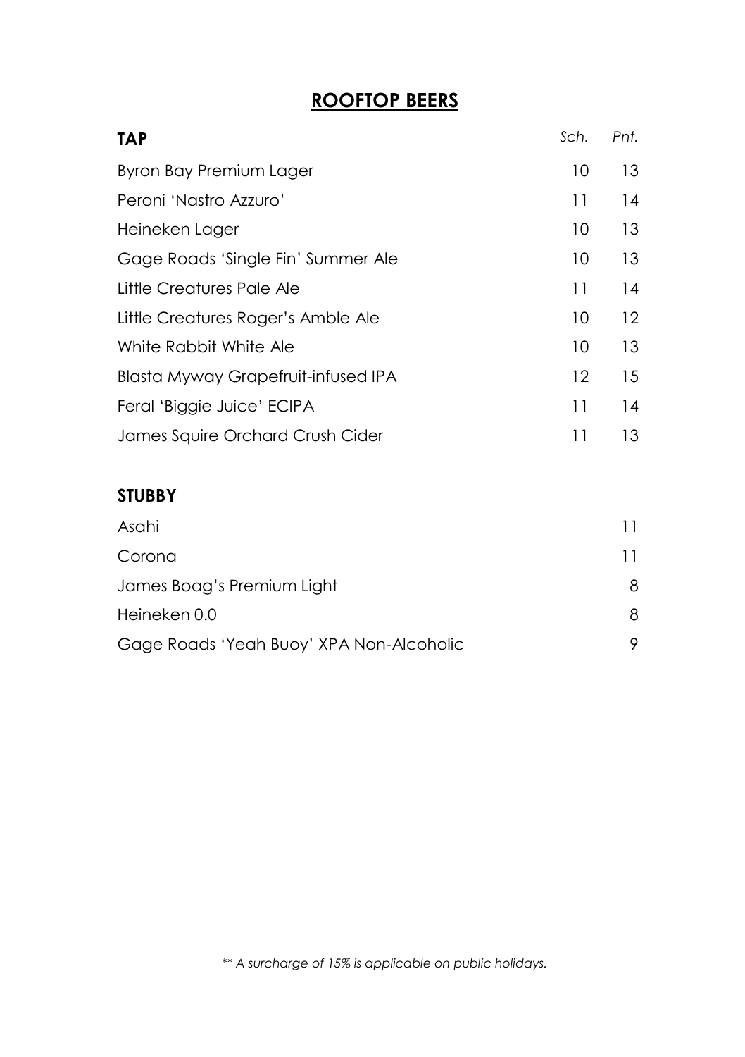# ROOFTOP BEERS

| TAP | *Sch.* | *Pnt.* |
| --- | --- | --- |
| Byron Bay Premium Lager | 10 | 13 |
| Peroni 'Nastro Azzuro' | 11 | 14 |
| Heineken Lager | 10 | 13 |
| Gage Roads 'Single Fin' Summer Ale | 10 | 13 |
| Little Creatures Pale Ale | 11 | 14 |
| Little Creatures Roger's Amble Ale | 10 | 12 |
| White Rabbit White Ale | 10 | 13 |
| Blasta Myway Grapefruit-infused IPA | 12 | 15 |
| Feral 'Biggie Juice' ECIPA | 11 | 14 |
| James Squire Orchard Crush Cider | 11 | 13 |

| STUBBY | |
| --- | --- |
| Asahi | 11 |
| Corona | 11 |
| James Boag's Premium Light | 8 |
| Heineken 0.0 | 8 |
| Gage Roads 'Yeah Buoy' XPA Non-Alcoholic | 9 |

*** A surcharge of 15% is applicable on public holidays.*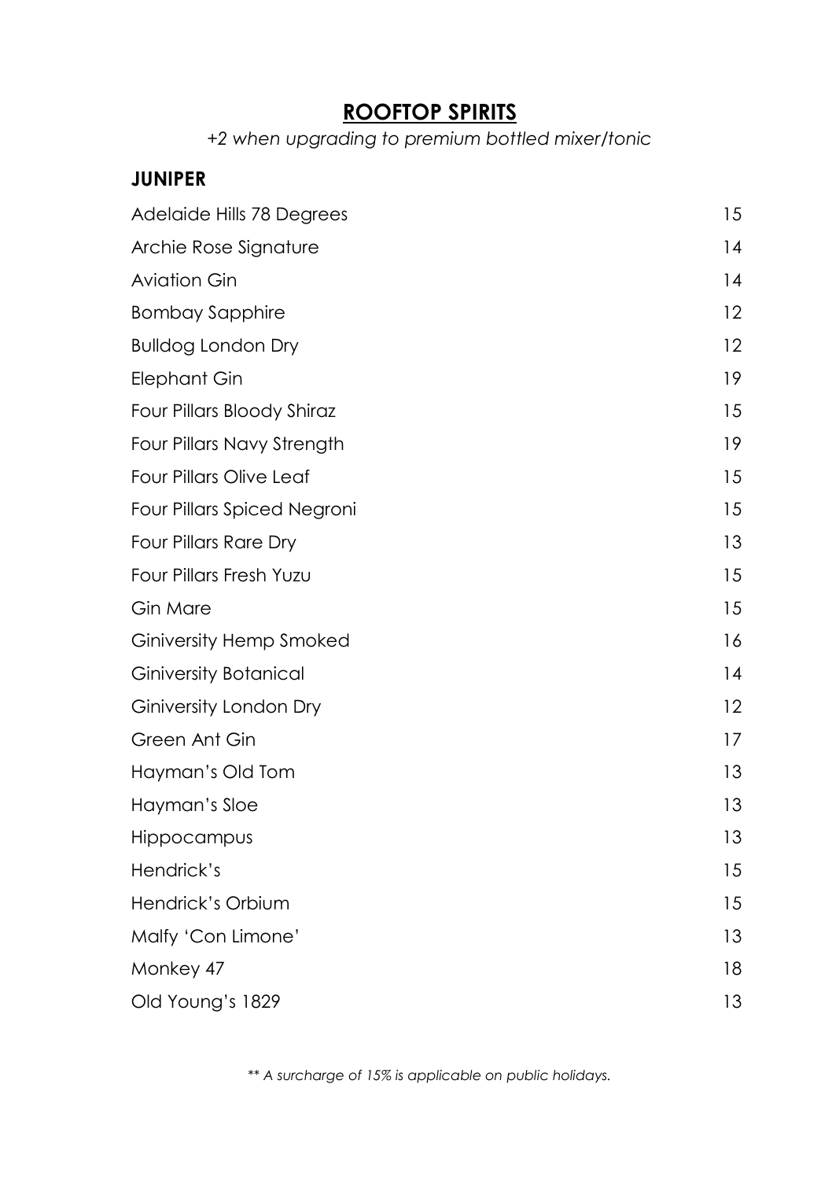# **ROOFTOP SPIRITS**

*+2 when upgrading to premium bottled mixer/tonic*

## **JUNIPER**

| Item | Price |
|---|---|
| Adelaide Hills 78 Degrees | 15 |
| Archie Rose Signature | 14 |
| Aviation Gin | 14 |
| Bombay Sapphire | 12 |
| Bulldog London Dry | 12 |
| Elephant Gin | 19 |
| Four Pillars Bloody Shiraz | 15 |
| Four Pillars Navy Strength | 19 |
| Four Pillars Olive Leaf | 15 |
| Four Pillars Spiced Negroni | 15 |
| Four Pillars Rare Dry | 13 |
| Four Pillars Fresh Yuzu | 15 |
| Gin Mare | 15 |
| Giniversity Hemp Smoked | 16 |
| Giniversity Botanical | 14 |
| Giniversity London Dry | 12 |
| Green Ant Gin | 17 |
| Hayman's Old Tom | 13 |
| Hayman's Sloe | 13 |
| Hippocampus | 13 |
| Hendrick's | 15 |
| Hendrick's Orbium | 15 |
| Malfy 'Con Limone' | 13 |
| Monkey 47 | 18 |
| Old Young's 1829 | 13 |

*** A surcharge of 15% is applicable on public holidays.*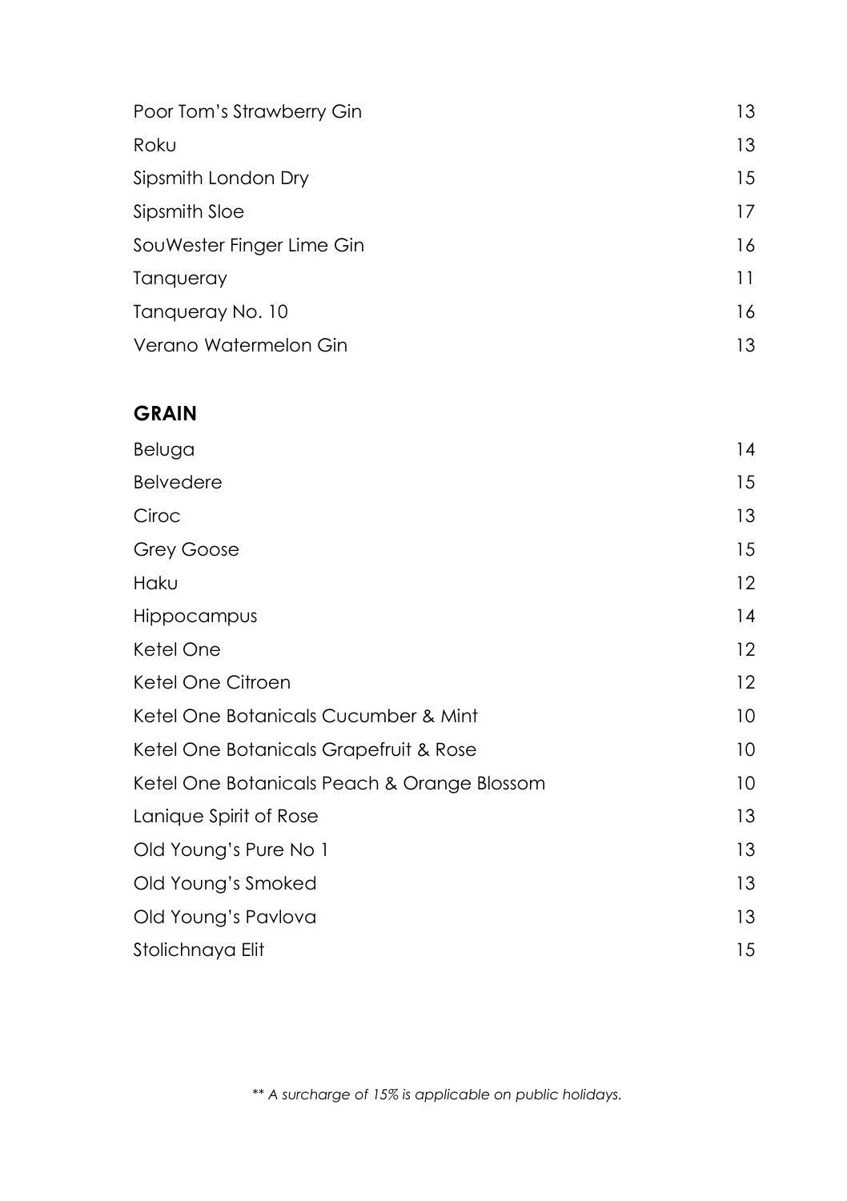| | |
|---|---|
| Poor Tom's Strawberry Gin | 13 |
| Roku | 13 |
| Sipsmith London Dry | 15 |
| Sipsmith Sloe | 17 |
| SouWester Finger Lime Gin | 16 |
| Tanqueray | 11 |
| Tanqueray No. 10 | 16 |
| Verano Watermelon Gin | 13 |

## GRAIN

| | |
|---|---|
| Beluga | 14 |
| Belvedere | 15 |
| Ciroc | 13 |
| Grey Goose | 15 |
| Haku | 12 |
| Hippocampus | 14 |
| Ketel One | 12 |
| Ketel One Citroen | 12 |
| Ketel One Botanicals Cucumber & Mint | 10 |
| Ketel One Botanicals Grapefruit & Rose | 10 |
| Ketel One Botanicals Peach & Orange Blossom | 10 |
| Lanique Spirit of Rose | 13 |
| Old Young's Pure No 1 | 13 |
| Old Young's Smoked | 13 |
| Old Young's Pavlova | 13 |
| Stolichnaya Elit | 15 |

*** A surcharge of 15% is applicable on public holidays.*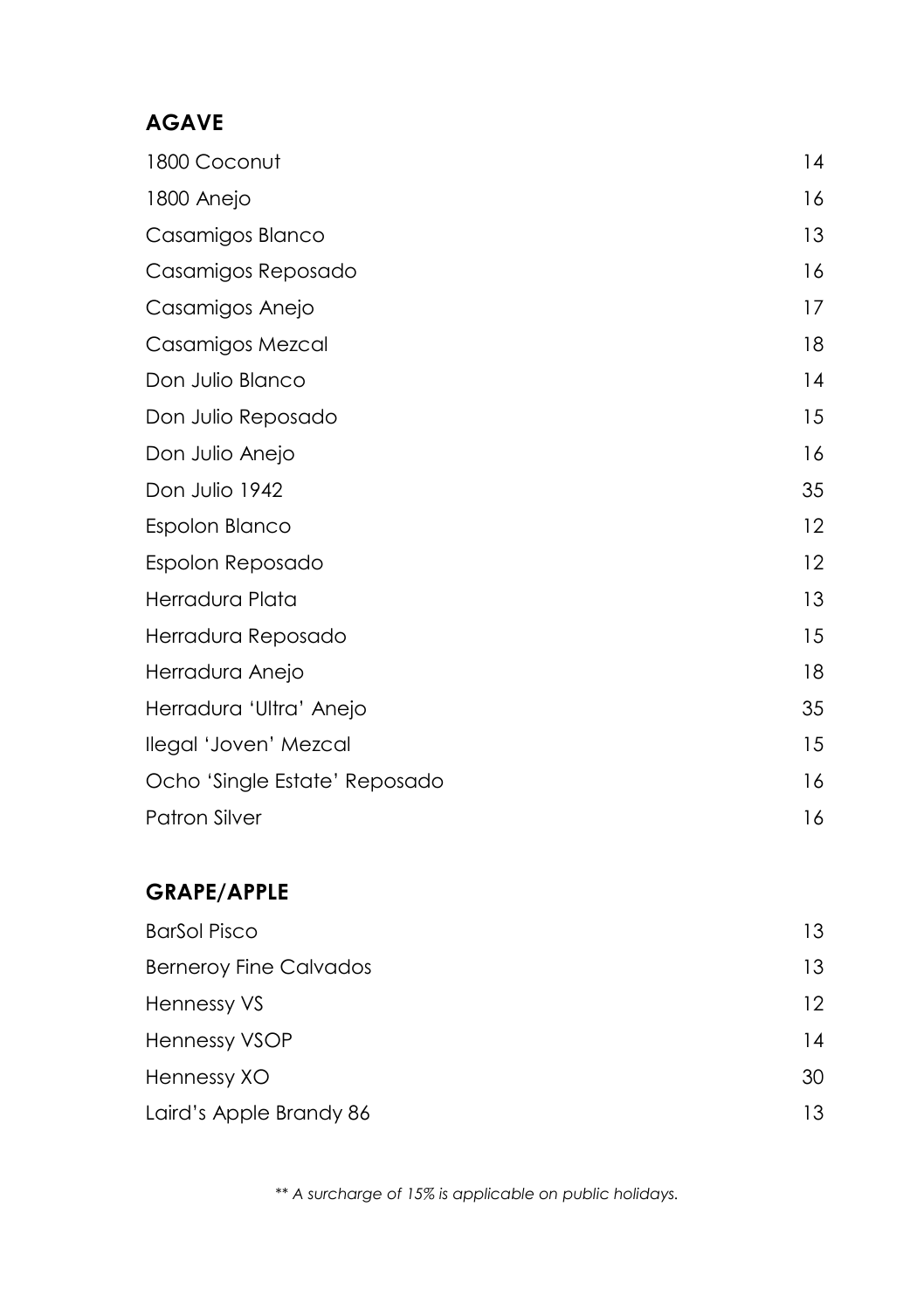## AGAVE

| | |
|---|---|
| 1800 Coconut | 14 |
| 1800 Anejo | 16 |
| Casamigos Blanco | 13 |
| Casamigos Reposado | 16 |
| Casamigos Anejo | 17 |
| Casamigos Mezcal | 18 |
| Don Julio Blanco | 14 |
| Don Julio Reposado | 15 |
| Don Julio Anejo | 16 |
| Don Julio 1942 | 35 |
| Espolon Blanco | 12 |
| Espolon Reposado | 12 |
| Herradura Plata | 13 |
| Herradura Reposado | 15 |
| Herradura Anejo | 18 |
| Herradura 'Ultra' Anejo | 35 |
| Ilegal 'Joven' Mezcal | 15 |
| Ocho 'Single Estate' Reposado | 16 |
| Patron Silver | 16 |

## GRAPE/APPLE

| | |
|---|---|
| BarSol Pisco | 13 |
| Berneroy Fine Calvados | 13 |
| Hennessy VS | 12 |
| Hennessy VSOP | 14 |
| Hennessy XO | 30 |
| Laird's Apple Brandy 86 | 13 |

*** A surcharge of 15% is applicable on public holidays.*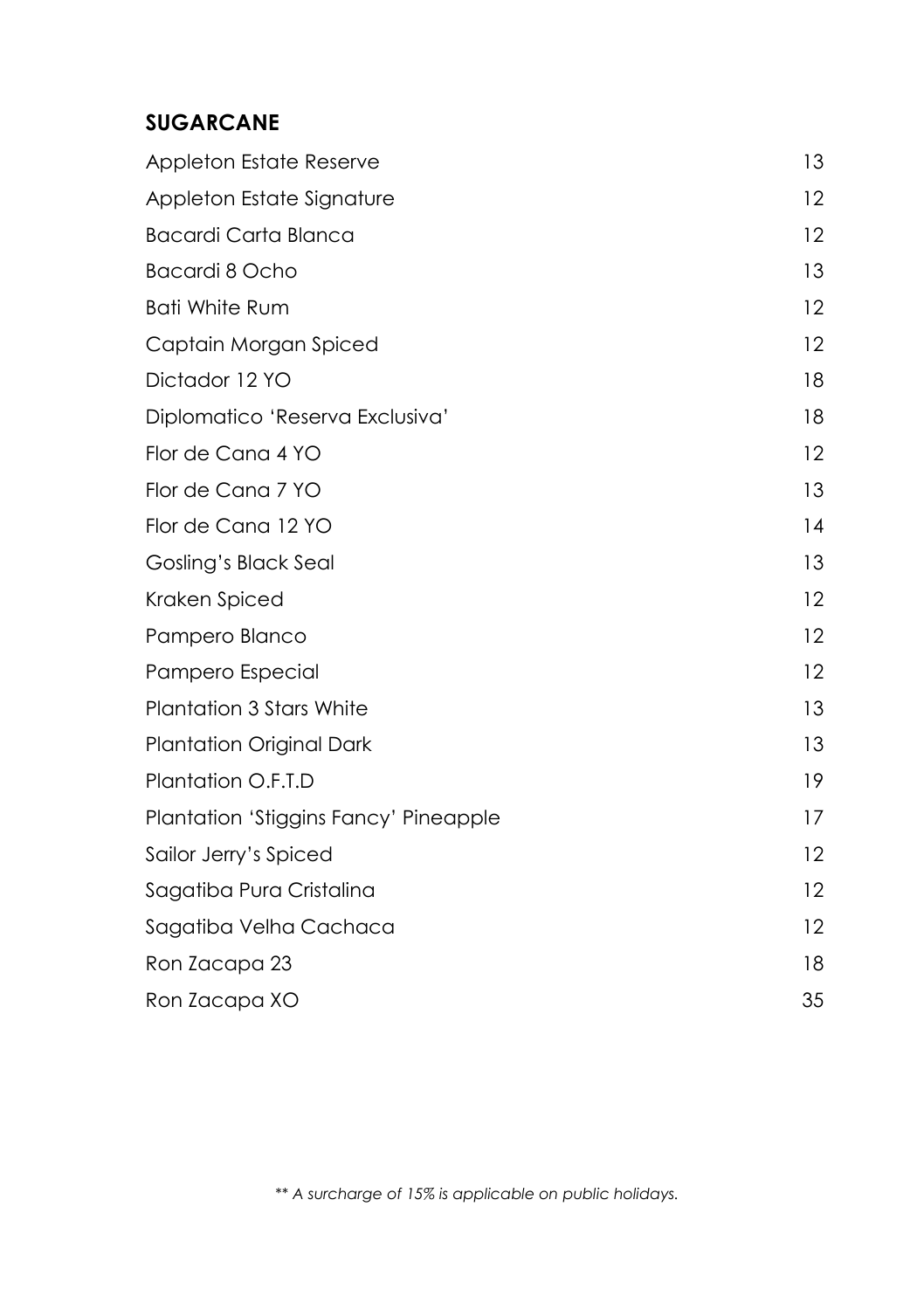## SUGARCANE

| Item | Price |
|---|---|
| Appleton Estate Reserve | 13 |
| Appleton Estate Signature | 12 |
| Bacardi Carta Blanca | 12 |
| Bacardi 8 Ocho | 13 |
| Bati White Rum | 12 |
| Captain Morgan Spiced | 12 |
| Dictador 12 YO | 18 |
| Diplomatico 'Reserva Exclusiva' | 18 |
| Flor de Cana 4 YO | 12 |
| Flor de Cana 7 YO | 13 |
| Flor de Cana 12 YO | 14 |
| Gosling's Black Seal | 13 |
| Kraken Spiced | 12 |
| Pampero Blanco | 12 |
| Pampero Especial | 12 |
| Plantation 3 Stars White | 13 |
| Plantation Original Dark | 13 |
| Plantation O.F.T.D | 19 |
| Plantation 'Stiggins Fancy' Pineapple | 17 |
| Sailor Jerry's Spiced | 12 |
| Sagatiba Pura Cristalina | 12 |
| Sagatiba Velha Cachaca | 12 |
| Ron Zacapa 23 | 18 |
| Ron Zacapa XO | 35 |

*** A surcharge of 15% is applicable on public holidays.*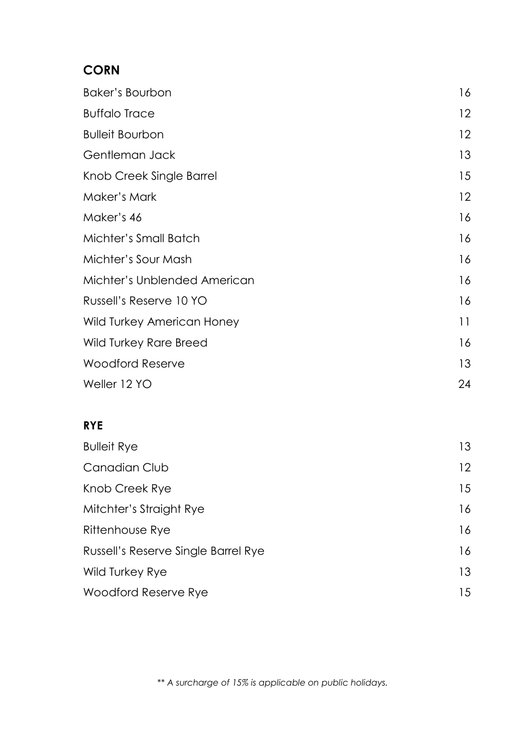## CORN

| | |
|---|---|
| Baker's Bourbon | 16 |
| Buffalo Trace | 12 |
| Bulleit Bourbon | 12 |
| Gentleman Jack | 13 |
| Knob Creek Single Barrel | 15 |
| Maker's Mark | 12 |
| Maker's 46 | 16 |
| Michter's Small Batch | 16 |
| Michter's Sour Mash | 16 |
| Michter's Unblended American | 16 |
| Russell's Reserve 10 YO | 16 |
| Wild Turkey American Honey | 11 |
| Wild Turkey Rare Breed | 16 |
| Woodford Reserve | 13 |
| Weller 12 YO | 24 |

## RYE

| | |
|---|---|
| Bulleit Rye | 13 |
| Canadian Club | 12 |
| Knob Creek Rye | 15 |
| Mitchter's Straight Rye | 16 |
| Rittenhouse Rye | 16 |
| Russell's Reserve Single Barrel Rye | 16 |
| Wild Turkey Rye | 13 |
| Woodford Reserve Rye | 15 |

*** A surcharge of 15% is applicable on public holidays.*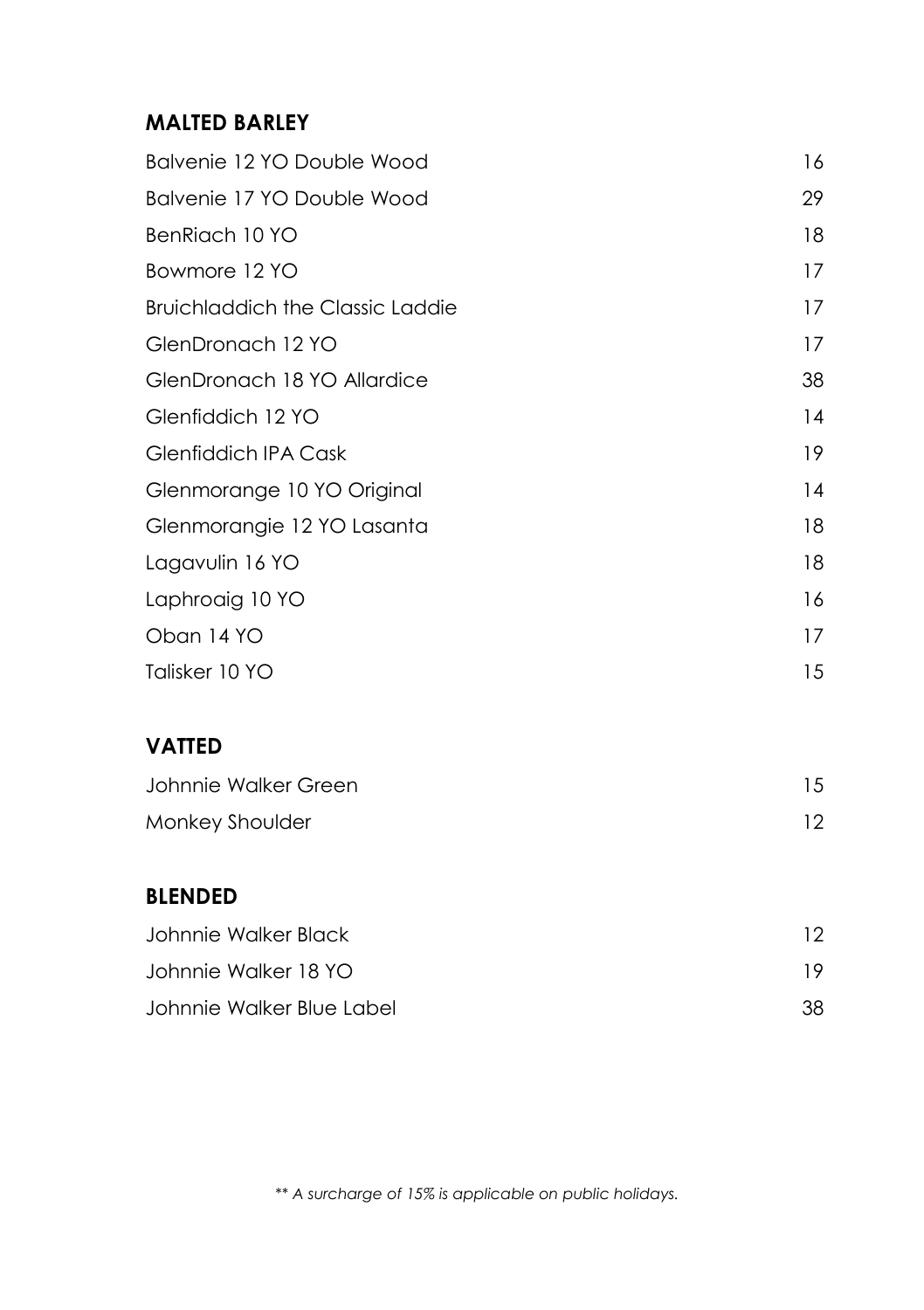## MALTED BARLEY

| | |
|---|---|
| Balvenie 12 YO Double Wood | 16 |
| Balvenie 17 YO Double Wood | 29 |
| BenRiach 10 YO | 18 |
| Bowmore 12 YO | 17 |
| Bruichladdich the Classic Laddie | 17 |
| GlenDronach 12 YO | 17 |
| GlenDronach 18 YO Allardice | 38 |
| Glenfiddich 12 YO | 14 |
| Glenfiddich IPA Cask | 19 |
| Glenmorange 10 YO Original | 14 |
| Glenmorangie 12 YO Lasanta | 18 |
| Lagavulin 16 YO | 18 |
| Laphroaig 10 YO | 16 |
| Oban 14 YO | 17 |
| Talisker 10 YO | 15 |

## VATTED

| | |
|---|---|
| Johnnie Walker Green | 15 |
| Monkey Shoulder | 12 |

## BLENDED

| | |
|---|---|
| Johnnie Walker Black | 12 |
| Johnnie Walker 18 YO | 19 |
| Johnnie Walker Blue Label | 38 |

*** A surcharge of 15% is applicable on public holidays.*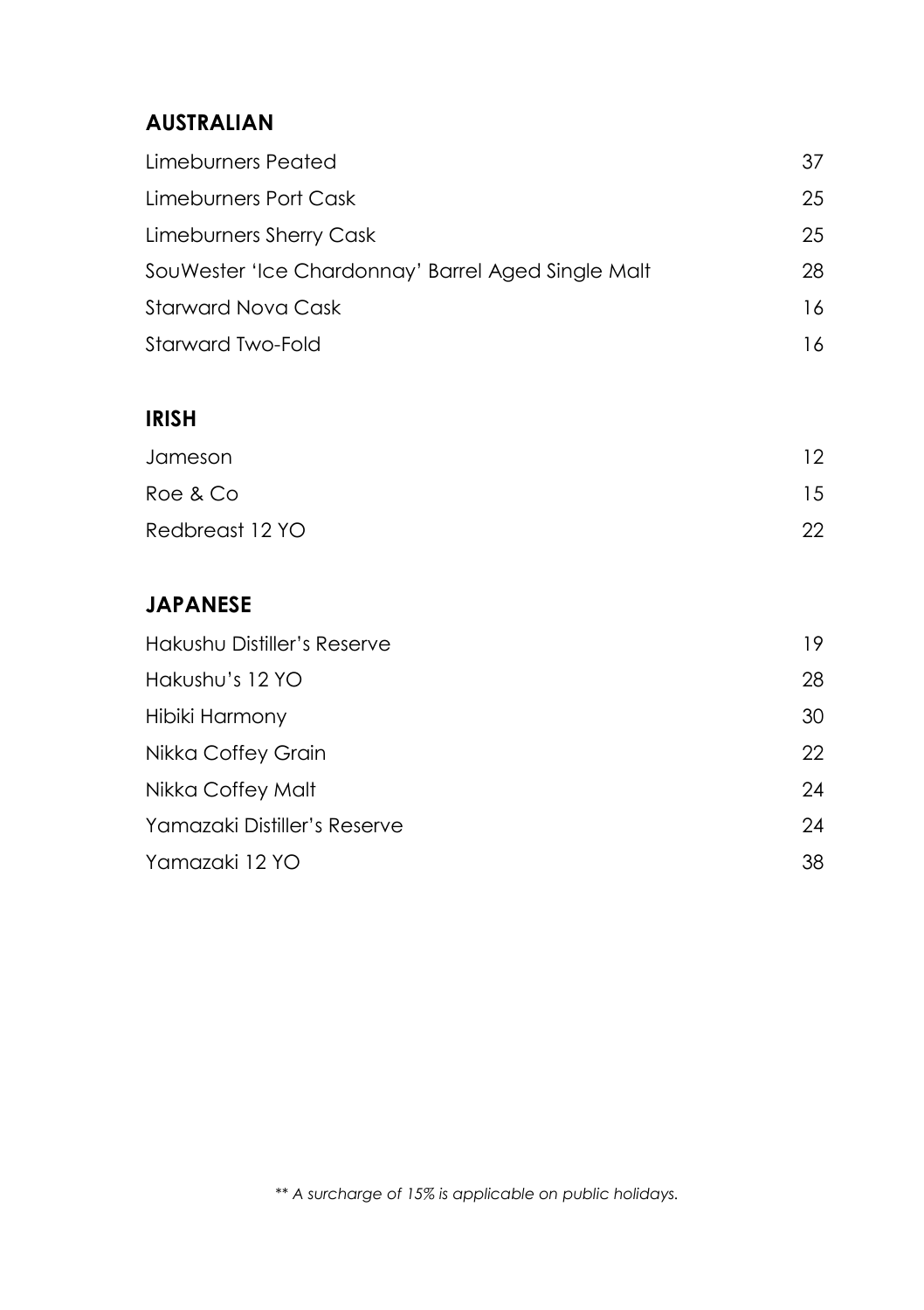## AUSTRALIAN

| | |
|---|---|
| Limeburners Peated | 37 |
| Limeburners Port Cask | 25 |
| Limeburners Sherry Cask | 25 |
| SouWester 'Ice Chardonnay' Barrel Aged Single Malt | 28 |
| Starward Nova Cask | 16 |
| Starward Two-Fold | 16 |

## IRISH

| | |
|---|---|
| Jameson | 12 |
| Roe & Co | 15 |
| Redbreast 12 YO | 22 |

## JAPANESE

| | |
|---|---|
| Hakushu Distiller's Reserve | 19 |
| Hakushu's 12 YO | 28 |
| Hibiki Harmony | 30 |
| Nikka Coffey Grain | 22 |
| Nikka Coffey Malt | 24 |
| Yamazaki Distiller's Reserve | 24 |
| Yamazaki 12 YO | 38 |

*** A surcharge of 15% is applicable on public holidays.*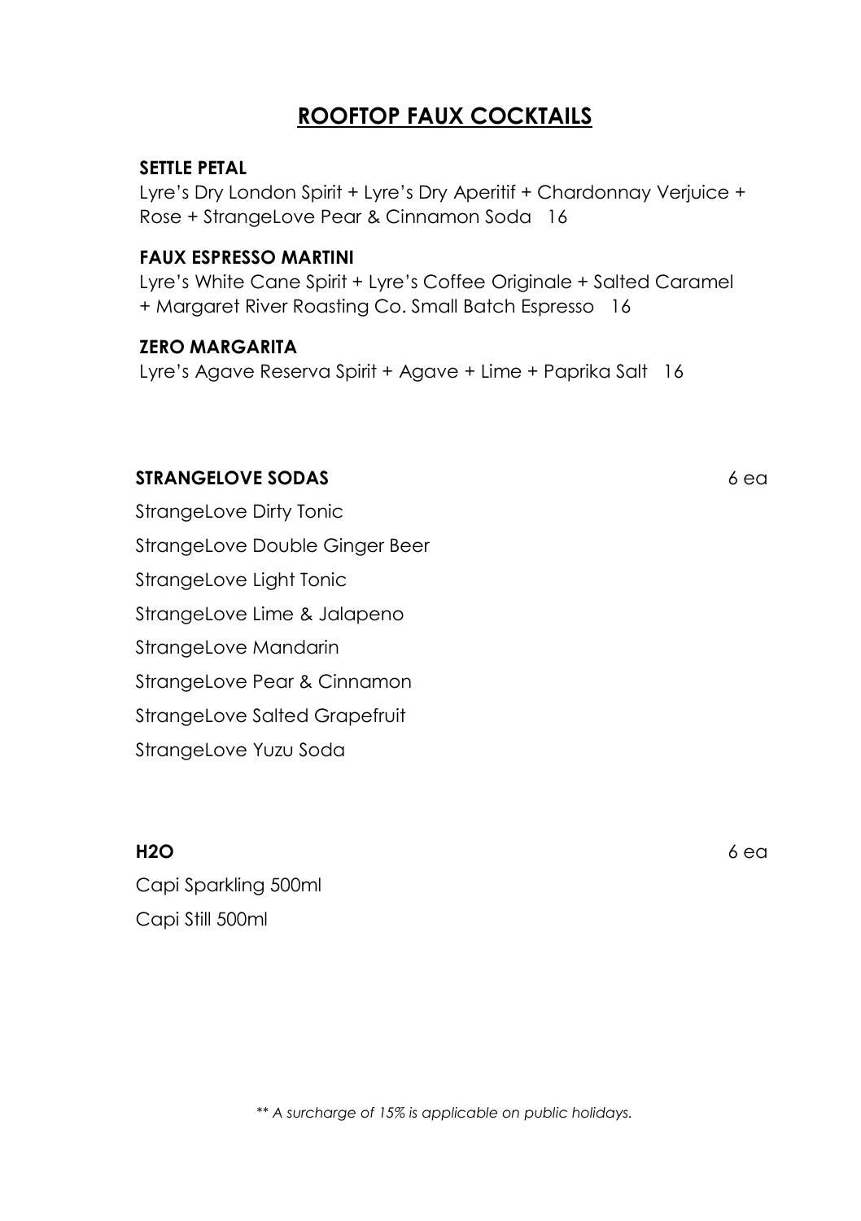# ROOFTOP FAUX COCKTAILS

**SETTLE PETAL**
Lyre's Dry London Spirit + Lyre's Dry Aperitif + Chardonnay Verjuice + Rose + StrangeLove Pear & Cinnamon Soda 16

**FAUX ESPRESSO MARTINI**
Lyre's White Cane Spirit + Lyre's Coffee Originale + Salted Caramel + Margaret River Roasting Co. Small Batch Espresso 16

**ZERO MARGARITA**
Lyre's Agave Reserva Spirit + Agave + Lime + Paprika Salt 16

**STRANGELOVE SODAS** 6 ea

StrangeLove Dirty Tonic
StrangeLove Double Ginger Beer
StrangeLove Light Tonic
StrangeLove Lime & Jalapeno
StrangeLove Mandarin
StrangeLove Pear & Cinnamon
StrangeLove Salted Grapefruit
StrangeLove Yuzu Soda

**H2O** 6 ea

Capi Sparkling 500ml
Capi Still 500ml

*\*\* A surcharge of 15% is applicable on public holidays.*